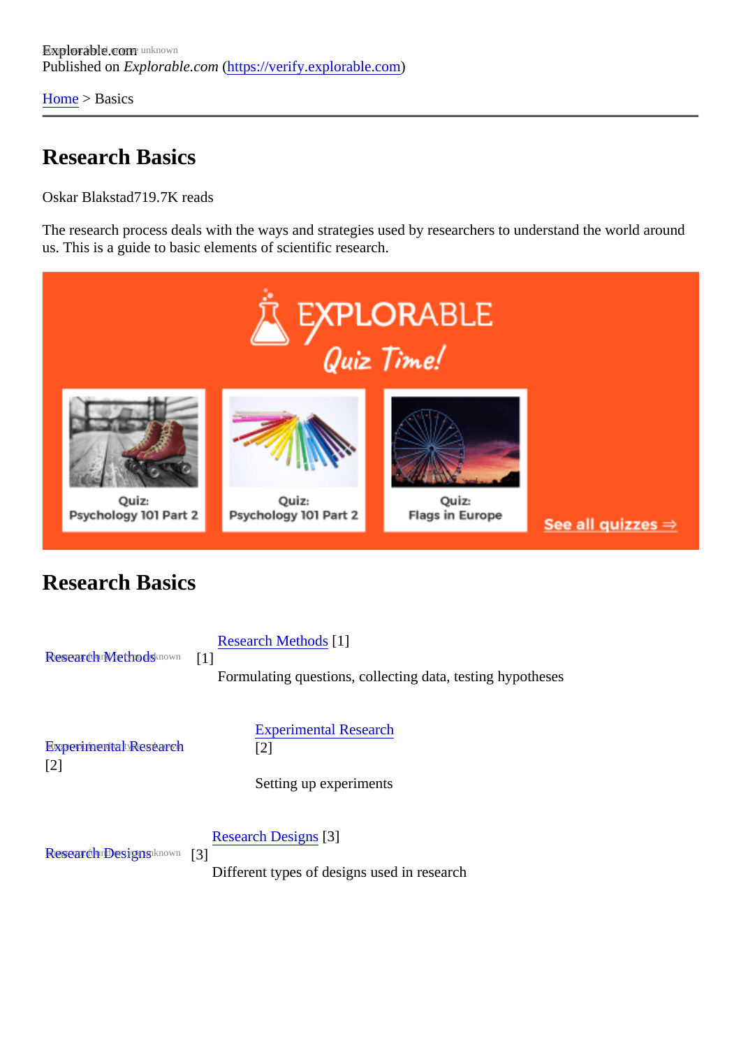Explorable.com
Published on *Explorable.com* (https://verify.explorable.com)

Home > Basics

# Research Basics

Oskar Blakstad719.7K reads

The research process deals with the ways and strategies used by researchers to understand the world around us. This is a guide to basic elements of scientific research.

## Research Basics

Research Methods [1]

Research Methods [1]
Formulating questions, collecting data, testing hypotheses

Experimental Research [2]

Experimental Research [2]
Setting up experiments

Research Designs [3]

Research Designs [3]
Different types of designs used in research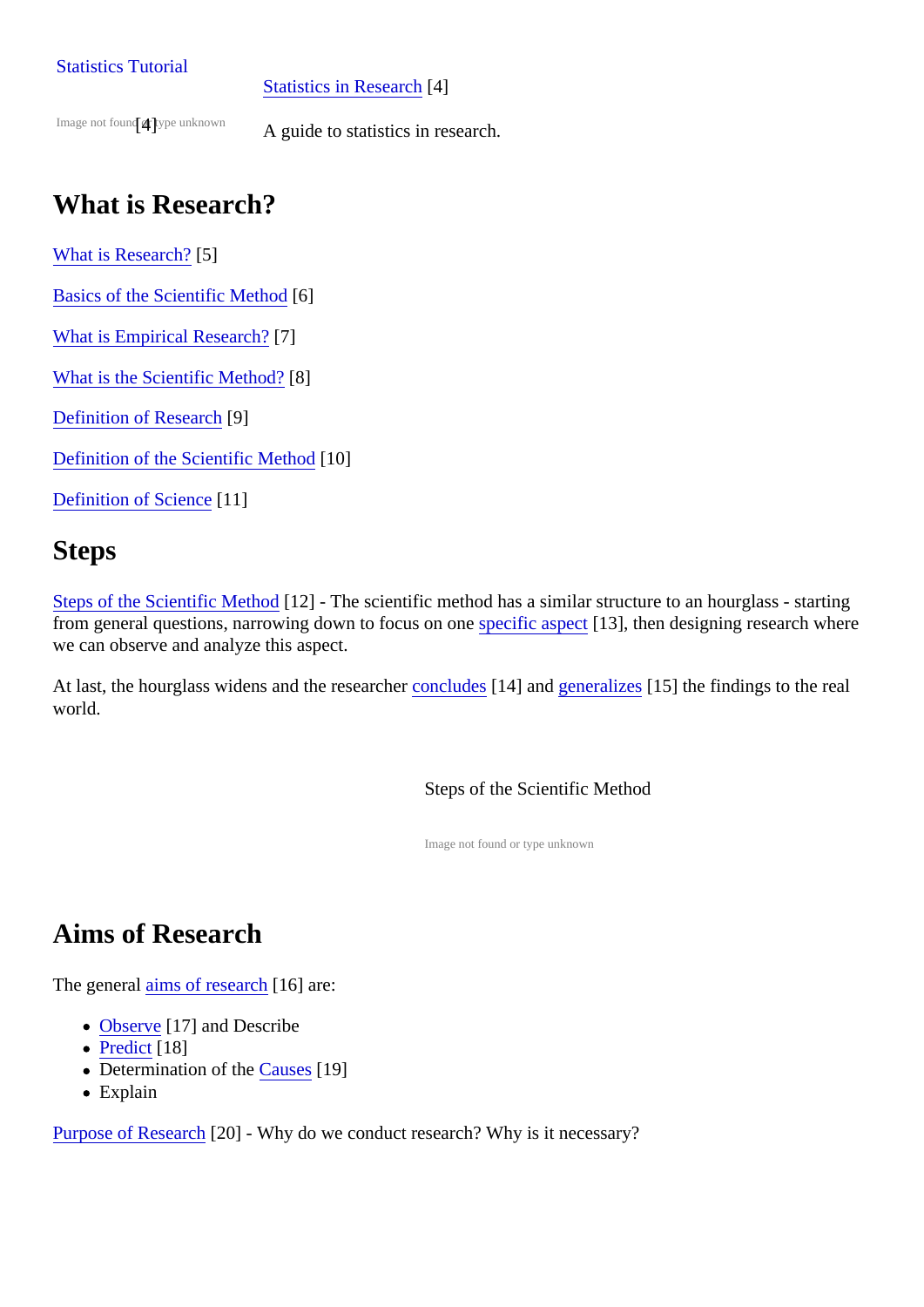Statistics Tutorial

Image not found or type unknown [4]

Statistics in Research [4]

A guide to statistics in research.

## What is Research?

What is Research? [5]

Basics of the Scientific Method [6]

What is Empirical Research? [7]

What is the Scientific Method? [8]

Definition of Research [9]

Definition of the Scientific Method [10]

Definition of Science [11]

## Steps

Steps of the Scientific Method [12] - The scientific method has a similar structure to an hourglass - starting from general questions, narrowing down to focus on one specific aspect [13], then designing research where we can observe and analyze this aspect.

At last, the hourglass widens and the researcher concludes [14] and generalizes [15] the findings to the real world.

Steps of the Scientific Method

Image not found or type unknown

## Aims of Research

The general aims of research [16] are:

- Observe [17] and Describe
- Predict [18]
- Determination of the Causes [19]
- Explain

Purpose of Research [20] - Why do we conduct research? Why is it necessary?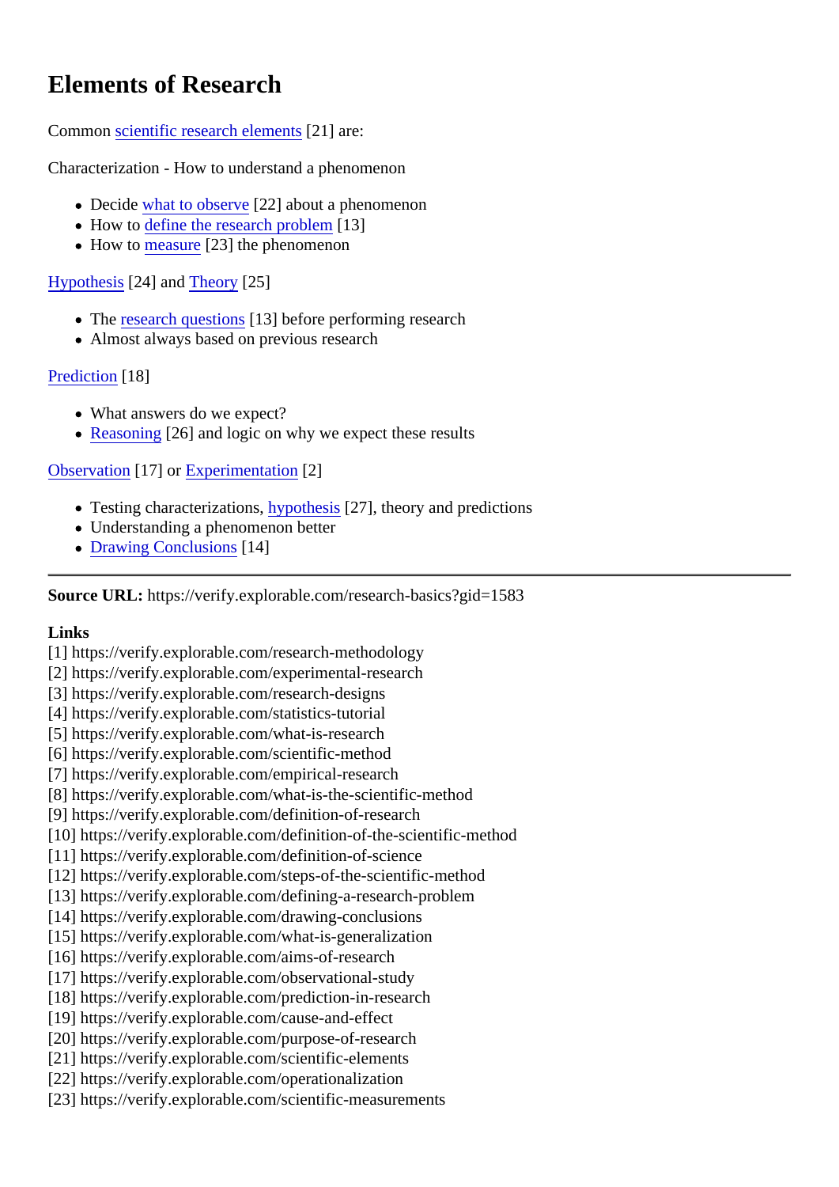# Elements of Research

Common scientific research elements [21] are:

Characterization - How to understand a phenomenon

- Decide what to observe [22] about a phenomenon
- How to define the research problem [13]
- How to measure [23] the phenomenon

Hypothesis [24] and Theory [25]

- The research questions [13] before performing research
- Almost always based on previous research

Prediction [18]

- What answers do we expect?
- Reasoning [26] and logic on why we expect these results

Observation [17] or Experimentation [2]

- Testing characterizations, hypothesis [27], theory and predictions
- Understanding a phenomenon better
- Drawing Conclusions [14]

---

**Source URL:** https://verify.explorable.com/research-basics?gid=1583

**Links**
[1] https://verify.explorable.com/research-methodology
[2] https://verify.explorable.com/experimental-research
[3] https://verify.explorable.com/research-designs
[4] https://verify.explorable.com/statistics-tutorial
[5] https://verify.explorable.com/what-is-research
[6] https://verify.explorable.com/scientific-method
[7] https://verify.explorable.com/empirical-research
[8] https://verify.explorable.com/what-is-the-scientific-method
[9] https://verify.explorable.com/definition-of-research
[10] https://verify.explorable.com/definition-of-the-scientific-method
[11] https://verify.explorable.com/definition-of-science
[12] https://verify.explorable.com/steps-of-the-scientific-method
[13] https://verify.explorable.com/defining-a-research-problem
[14] https://verify.explorable.com/drawing-conclusions
[15] https://verify.explorable.com/what-is-generalization
[16] https://verify.explorable.com/aims-of-research
[17] https://verify.explorable.com/observational-study
[18] https://verify.explorable.com/prediction-in-research
[19] https://verify.explorable.com/cause-and-effect
[20] https://verify.explorable.com/purpose-of-research
[21] https://verify.explorable.com/scientific-elements
[22] https://verify.explorable.com/operationalization
[23] https://verify.explorable.com/scientific-measurements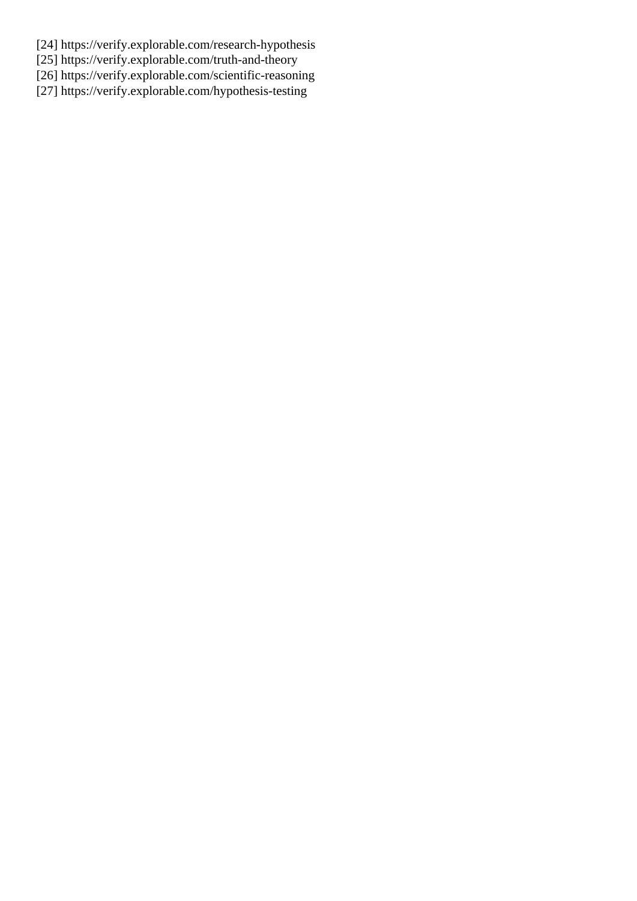[24] https://verify.explorable.com/research-hypothesis
[25] https://verify.explorable.com/truth-and-theory
[26] https://verify.explorable.com/scientific-reasoning
[27] https://verify.explorable.com/hypothesis-testing